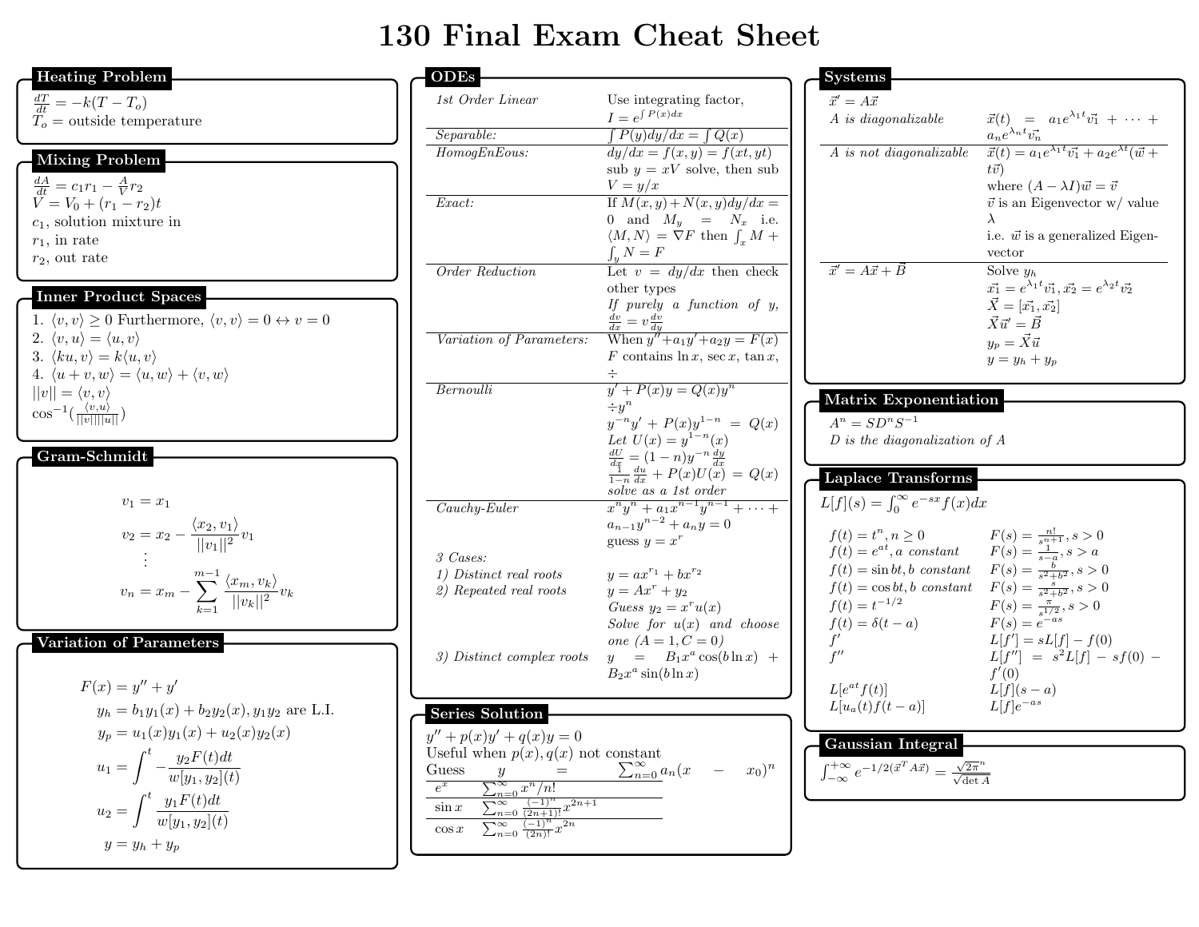# 130 Final Exam Cheat Sheet

## Heating Problem

$\frac{dT}{dt} = -k(T - T_o)$
$T_o$ = outside temperature

## Mixing Problem

$\frac{dA}{dt} = c_1 r_1 - \frac{A}{V} r_2$
$V = V_0 + (r_1 - r_2)t$
$c_1$, solution mixture in
$r_1$, in rate
$r_2$, out rate

## Inner Product Spaces

1. $\langle v, v \rangle \geq 0$ Furthermore, $\langle v, v \rangle = 0 \leftrightarrow v = 0$
2. $\langle v, u \rangle = \langle u, v \rangle$
3. $\langle ku, v \rangle = k\langle u, v \rangle$
4. $\langle u + v, w \rangle = \langle u, w \rangle + \langle v, w \rangle$

$||v|| = \langle v, v \rangle$
$\cos^{-1}(\frac{\langle v,u \rangle}{||v||||u||})$

## Gram-Schmidt

$$v_1 = x_1$$
$$v_2 = x_2 - \frac{\langle x_2, v_1 \rangle}{||v_1||^2} v_1$$
$$\vdots$$
$$v_n = x_m - \sum_{k=1}^{m-1} \frac{\langle x_m, v_k \rangle}{||v_k||^2} v_k$$

## Variation of Parameters

$$F(x) = y'' + y'$$
$$y_h = b_1 y_1(x) + b_2 y_2(x), y_1 y_2 \text{ are L.I.}$$
$$y_p = u_1(x) y_1(x) + u_2(x) y_2(x)$$
$$u_1 = \int^t -\frac{y_2 F(t) dt}{w[y_1, y_2](t)}$$
$$u_2 = \int^t \frac{y_1 F(t) dt}{w[y_1, y_2](t)}$$
$$y = y_h + y_p$$

## ODEs

| | |
|---|---|
| *1st Order Linear* | Use integrating factor, $I = e^{\int P(x) dx}$ |
| *Separable:* | $\int P(y) dy/dx = \int Q(x)$ |
| *HomogEnEous:* | $dy/dx = f(x, y) = f(xt, yt)$ sub $y = xV$ solve, then sub $V = y/x$ |
| *Exact:* | If $M(x, y) + N(x, y) dy/dx = 0$ and $M_y = N_x$ i.e. $\langle M, N \rangle = \nabla F$ then $\int_x M + \int_y N = F$ |
| *Order Reduction* | Let $v = dy/dx$ then check other types *If purely a function of y,* $\frac{dv}{dx} = v\frac{dv}{dy}$ |
| *Variation of Parameters:* | When $y'' + a_1 y' + a_2 y = F(x)$ $F$ contains $\ln x$, $\sec x$, $\tan x$, $\div$ |
| *Bernoulli* | $y' + P(x)y = Q(x)y^n$ <br> $\div y^n$ <br> $y^{-n} y' + P(x) y^{1-n} = Q(x)$ <br> *Let* $U(x) = y^{1-n}(x)$ <br> $\frac{dU}{dx} = (1-n) y^{-n} \frac{dy}{dx}$ <br> $\frac{1}{1-n} \frac{du}{dx} + P(x) U(x) = Q(x)$ <br> *solve as a 1st order* |
| *Cauchy-Euler* | $x^n y^n + a_1 x^{n-1} y^{n-1} + \cdots + a_{n-1} y^{n-2} + a_n y = 0$ guess $y = x^r$ |
| *3 Cases:* | |
| *1) Distinct real roots* | $y = ax^{r_1} + bx^{r_2}$ |
| *2) Repeated real roots* | $y = Ax^r + y_2$ <br> *Guess* $y_2 = x^r u(x)$ <br> *Solve for* $u(x)$ *and choose one* $(A = 1, C = 0)$ |
| *3) Distinct complex roots* | $y = B_1 x^a \cos(b \ln x) + B_2 x^a \sin(b \ln x)$ |

## Series Solution

$y'' + p(x)y' + q(x)y = 0$
Useful when $p(x), q(x)$ not constant
Guess $y = \sum_{n=0}^{\infty} a_n (x - x_0)^n$

| | |
|---|---|
| $e^x$ | $\sum_{n=0}^{\infty} x^n/n!$ |
| $\sin x$ | $\sum_{n=0}^{\infty} \frac{(-1)^n}{(2n+1)!} x^{2n+1}$ |
| $\cos x$ | $\sum_{n=0}^{\infty} \frac{(-1)^n}{(2n)!} x^{2n}$ |

## Systems

| | |
|---|---|
| $\vec{x}' = A\vec{x}$ | |
| *A is diagonalizable* | $\vec{x}(t) = a_1 e^{\lambda_1 t} \vec{v_1} + \cdots + a_n e^{\lambda_n t} \vec{v_n}$ |
| *A is not diagonalizable* | $\vec{x}(t) = a_1 e^{\lambda_1 t} \vec{v_1} + a_2 e^{\lambda t}(\vec{w} + t\vec{v})$ <br> where $(A - \lambda I)\vec{w} = \vec{v}$ <br> $\vec{v}$ is an Eigenvector w/ value $\lambda$ <br> i.e. $\vec{w}$ is a generalized Eigenvector |
| $\vec{x}' = A\vec{x} + \vec{B}$ | Solve $y_h$ <br> $\vec{x_1} = e^{\lambda_1 t} \vec{v_1}, \vec{x_2} = e^{\lambda_2 t} \vec{v_2}$ <br> $\vec{X} = [\vec{x_1}, \vec{x_2}]$ <br> $\vec{X}\vec{u}' = \vec{B}$ <br> $y_p = \vec{X}\vec{u}$ <br> $y = y_h + y_p$ |

## Matrix Exponentiation

$A^n = SD^n S^{-1}$
*D is the diagonalization of A*

## Laplace Transforms

$L[f](s) = \int_0^{\infty} e^{-sx} f(x) dx$

| | |
|---|---|
| $f(t) = t^n, n \geq 0$ | $F(s) = \frac{n!}{s^{n+1}}, s > 0$ |
| $f(t) = e^{at}, a$ *constant* | $F(s) = \frac{1}{s-a}, s > a$ |
| $f(t) = \sin bt, b$ *constant* | $F(s) = \frac{b}{s^2+b^2}, s > 0$ |
| $f(t) = \cos bt, b$ *constant* | $F(s) = \frac{s}{s^2+b^2}, s > 0$ |
| $f(t) = t^{-1/2}$ | $F(s) = \frac{\pi}{s^{1/2}}, s > 0$ |
| $f(t) = \delta(t - a)$ | $F(s) = e^{-as}$ |
| $f'$ | $L[f'] = sL[f] - f(0)$ |
| $f''$ | $L[f''] = s^2 L[f] - sf(0) - f'(0)$ |
| $L[e^{at} f(t)]$ | $L[f](s - a)$ |
| $L[u_a(t) f(t - a)]$ | $L[f]e^{-as}$ |

## Gaussian Integral

$\int_{-\infty}^{+\infty} e^{-1/2(\vec{x}^T A \vec{x})} = \frac{\sqrt{2\pi}^n}{\sqrt{\det A}}$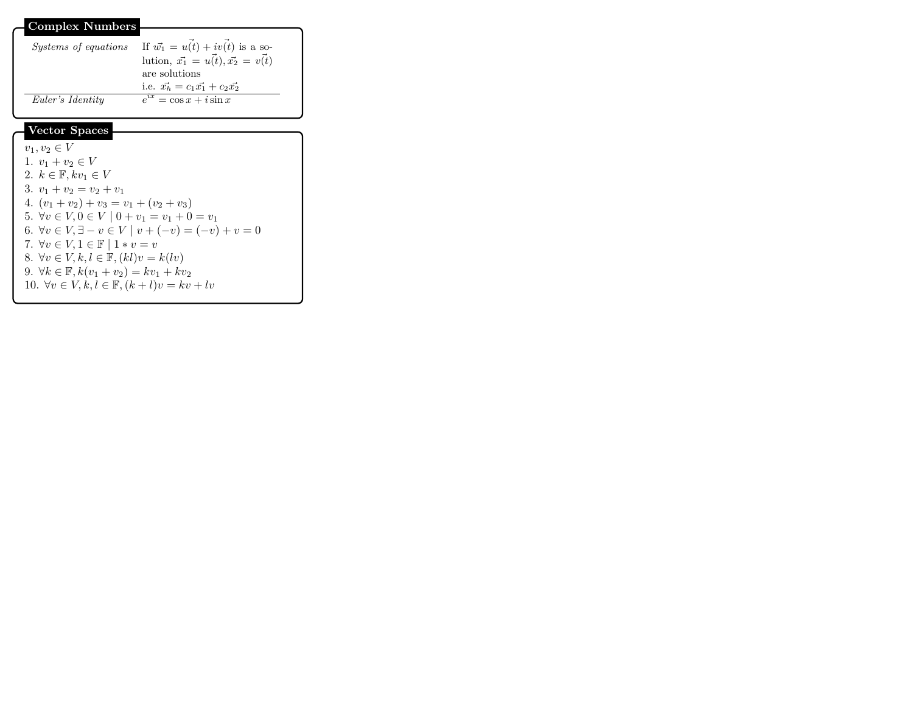## Complex Numbers

| | |
|---|---|
| *Systems of equations* | If $\vec{w_1} = \vec{u(t)} + i\vec{v(t)}$ is a solution, $\vec{x_1} = \vec{u(t)}, \vec{x_2} = \vec{v(t)}$ are solutions i.e. $\vec{x_h} = c_1\vec{x_1} + c_2\vec{x_2}$ |
| *Euler's Identity* | $e^{ix} = \cos x + i \sin x$ |

## Vector Spaces

$v_1, v_2 \in V$

1. $v_1 + v_2 \in V$
2. $k \in \mathbb{F}, kv_1 \in V$
3. $v_1 + v_2 = v_2 + v_1$
4. $(v_1 + v_2) + v_3 = v_1 + (v_2 + v_3)$
5. $\forall v \in V, 0 \in V \mid 0 + v_1 = v_1 + 0 = v_1$
6. $\forall v \in V, \exists -v \in V \mid v + (-v) = (-v) + v = 0$
7. $\forall v \in V, 1 \in \mathbb{F} \mid 1 * v = v$
8. $\forall v \in V, k, l \in \mathbb{F}, (kl)v = k(lv)$
9. $\forall k \in \mathbb{F}, k(v_1 + v_2) = kv_1 + kv_2$
10. $\forall v \in V, k, l \in \mathbb{F}, (k + l)v = kv + lv$